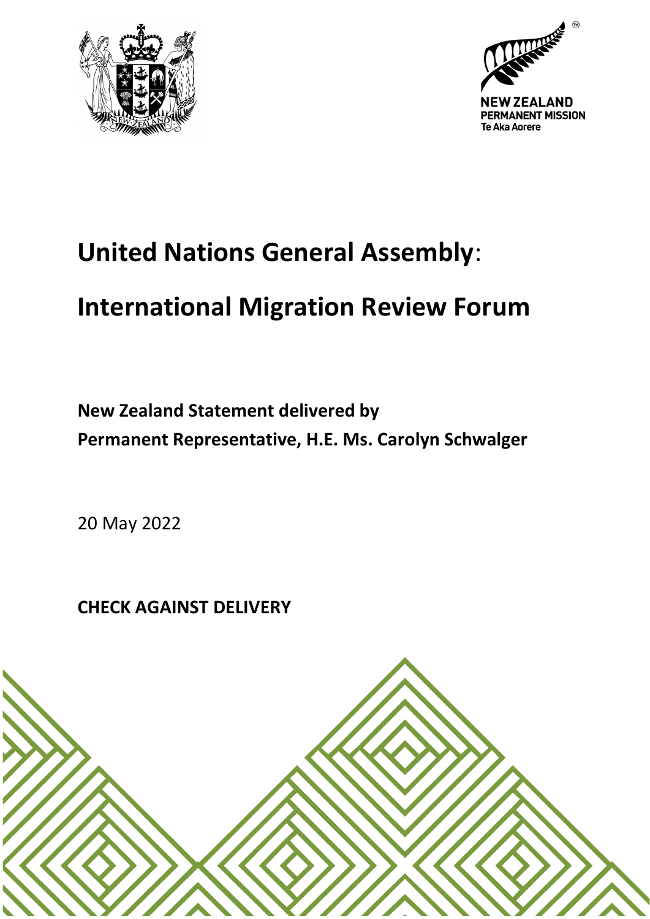NEW ZEALAND
PERMANENT MISSION
Te Aka Aorere

# **United Nations General Assembly**:

# **International Migration Review Forum**

**New Zealand Statement delivered by**
**Permanent Representative, H.E. Ms. Carolyn Schwalger**

20 May 2022

**CHECK AGAINST DELIVERY**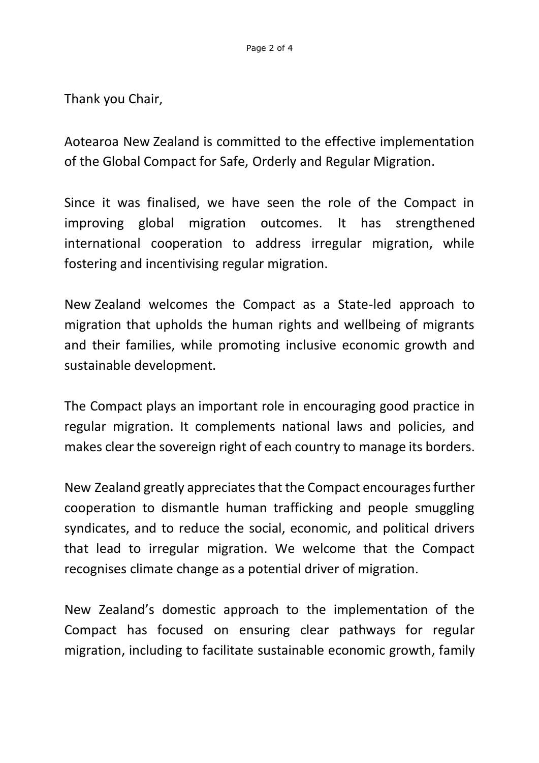Thank you Chair,

Aotearoa New Zealand is committed to the effective implementation of the Global Compact for Safe, Orderly and Regular Migration.

Since it was finalised, we have seen the role of the Compact in improving global migration outcomes. It has strengthened international cooperation to address irregular migration, while fostering and incentivising regular migration.

New Zealand welcomes the Compact as a State-led approach to migration that upholds the human rights and wellbeing of migrants and their families, while promoting inclusive economic growth and sustainable development.

The Compact plays an important role in encouraging good practice in regular migration. It complements national laws and policies, and makes clear the sovereign right of each country to manage its borders.

New Zealand greatly appreciates that the Compact encourages further cooperation to dismantle human trafficking and people smuggling syndicates, and to reduce the social, economic, and political drivers that lead to irregular migration. We welcome that the Compact recognises climate change as a potential driver of migration.

New Zealand's domestic approach to the implementation of the Compact has focused on ensuring clear pathways for regular migration, including to facilitate sustainable economic growth, family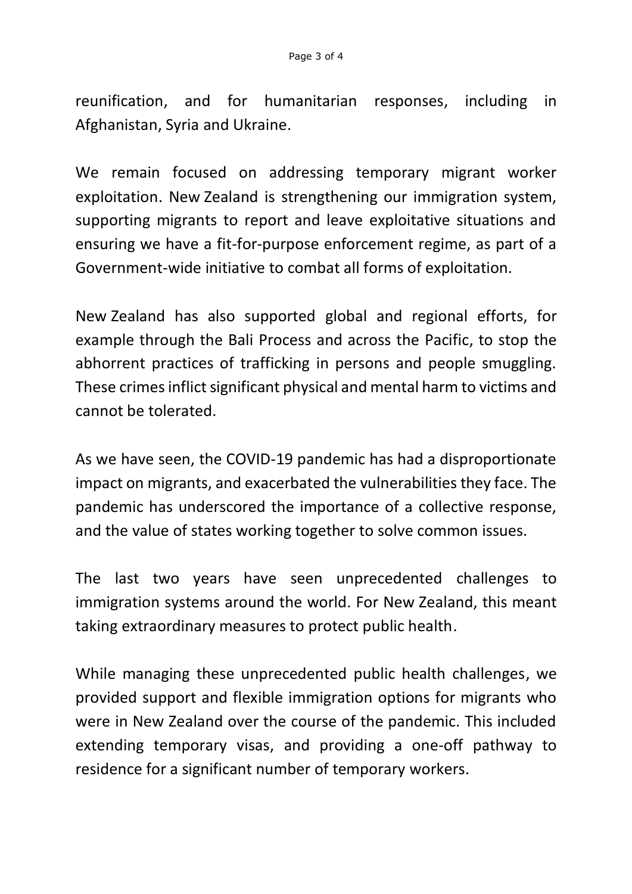reunification, and for humanitarian responses, including in Afghanistan, Syria and Ukraine.

We remain focused on addressing temporary migrant worker exploitation. New Zealand is strengthening our immigration system, supporting migrants to report and leave exploitative situations and ensuring we have a fit-for-purpose enforcement regime, as part of a Government-wide initiative to combat all forms of exploitation.

New Zealand has also supported global and regional efforts, for example through the Bali Process and across the Pacific, to stop the abhorrent practices of trafficking in persons and people smuggling. These crimes inflict significant physical and mental harm to victims and cannot be tolerated.

As we have seen, the COVID-19 pandemic has had a disproportionate impact on migrants, and exacerbated the vulnerabilities they face. The pandemic has underscored the importance of a collective response, and the value of states working together to solve common issues.

The last two years have seen unprecedented challenges to immigration systems around the world. For New Zealand, this meant taking extraordinary measures to protect public health.

While managing these unprecedented public health challenges, we provided support and flexible immigration options for migrants who were in New Zealand over the course of the pandemic. This included extending temporary visas, and providing a one-off pathway to residence for a significant number of temporary workers.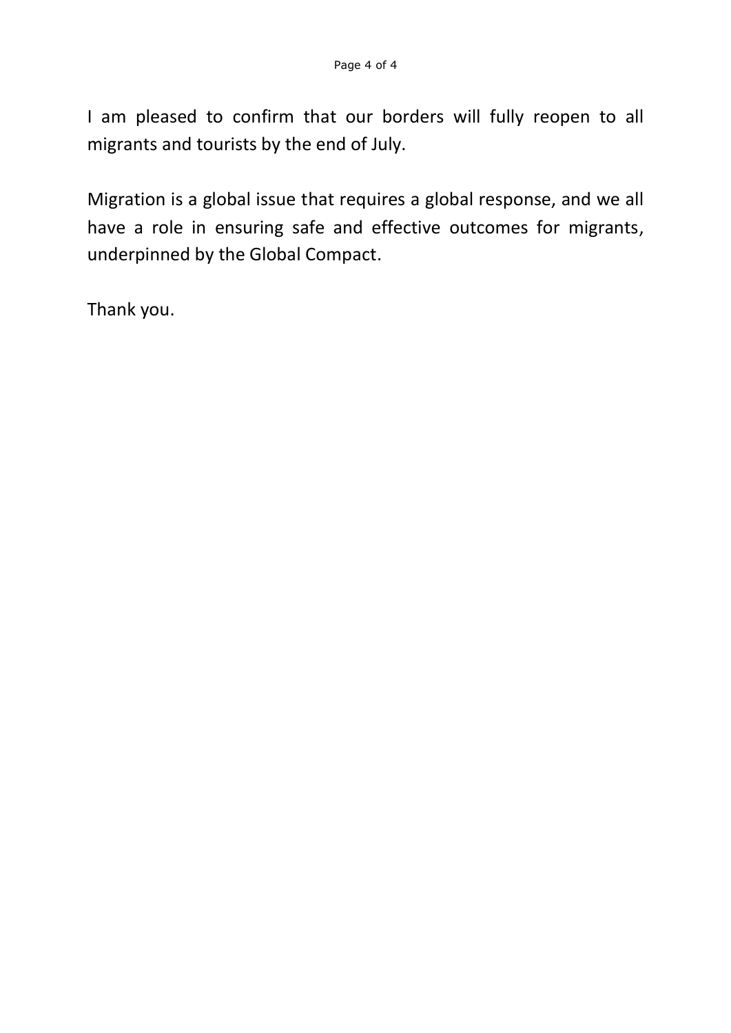I am pleased to confirm that our borders will fully reopen to all migrants and tourists by the end of July.

Migration is a global issue that requires a global response, and we all have a role in ensuring safe and effective outcomes for migrants, underpinned by the Global Compact.

Thank you.